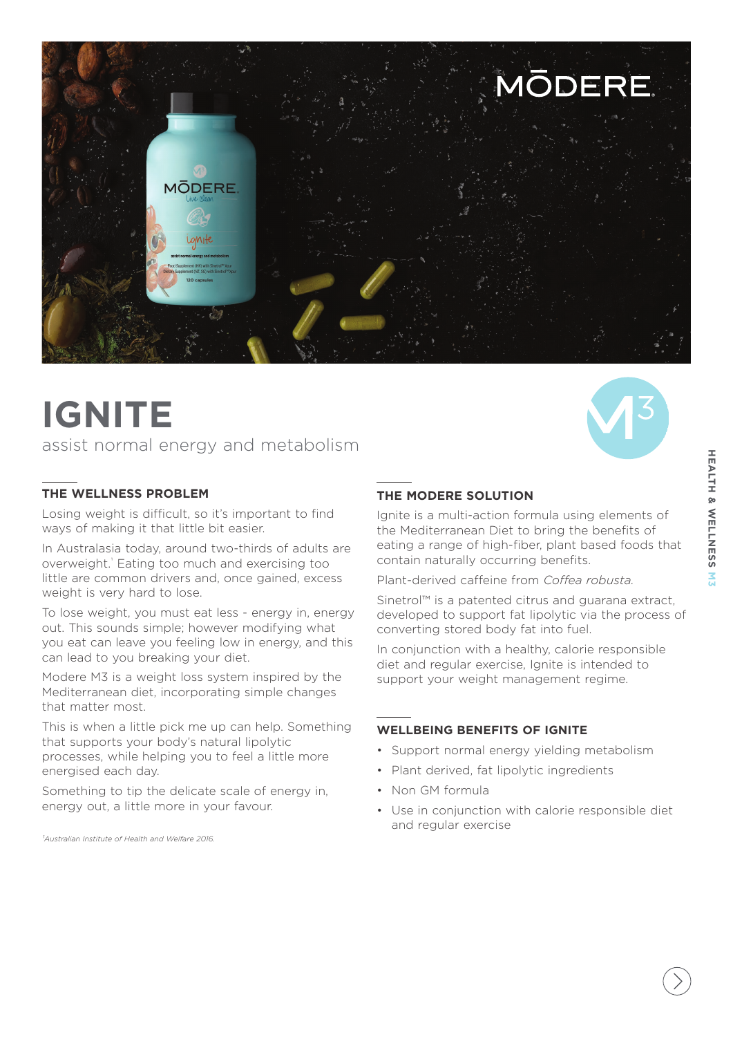# IGNITE

assist normal energy and metabolism

## THE WELLNESS PROBLEM

Losing weight is difficult, so it's important to find ways of making it that little bit easier.

In Australasia today, around two-thirds of adults are overweight.[1] Eating too much and exercising too little are common drivers and, once gained, excess weight is very hard to lose.

To lose weight, you must eat less - energy in, energy out. This sounds simple; however modifying what you eat can leave you feeling low in energy, and this can lead to you breaking your diet.

Modere M3 is a weight loss system inspired by the Mediterranean diet, incorporating simple changes that matter most.

This is when a little pick me up can help. Something that supports your body's natural lipolytic processes, while helping you to feel a little more energised each day.

Something to tip the delicate scale of energy in, energy out, a little more in your favour.

*[1]Australian Institute of Health and Welfare 2016.*

## THE MODERE SOLUTION

Ignite is a multi-action formula using elements of the Mediterranean Diet to bring the benefits of eating a range of high-fiber, plant based foods that contain naturally occurring benefits.

Plant-derived caffeine from *Coffea robusta*.

Sinetrol™ is a patented citrus and guarana extract, developed to support fat lipolytic via the process of converting stored body fat into fuel.

In conjunction with a healthy, calorie responsible diet and regular exercise, Ignite is intended to support your weight management regime.

## WELLBEING BENEFITS OF IGNITE

- Support normal energy yielding metabolism
- Plant derived, fat lipolytic ingredients
- Non GM formula
- Use in conjunction with calorie responsible diet and regular exercise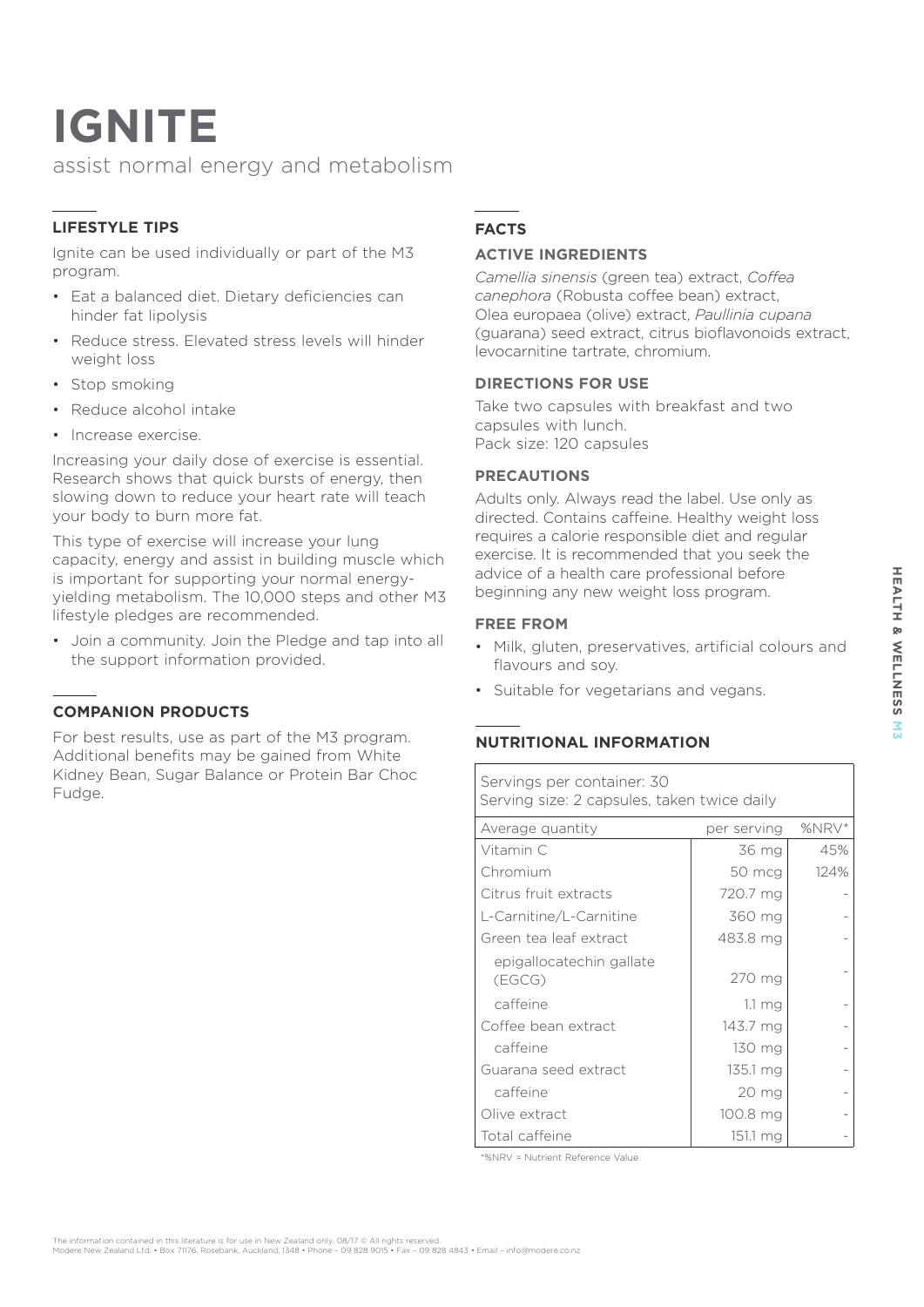# IGNITE

assist normal energy and metabolism

## LIFESTYLE TIPS

Ignite can be used individually or part of the M3 program.

- Eat a balanced diet. Dietary deficiencies can hinder fat lipolysis
- Reduce stress. Elevated stress levels will hinder weight loss
- Stop smoking
- Reduce alcohol intake
- Increase exercise.

Increasing your daily dose of exercise is essential. Research shows that quick bursts of energy, then slowing down to reduce your heart rate will teach your body to burn more fat.

This type of exercise will increase your lung capacity, energy and assist in building muscle which is important for supporting your normal energy-yielding metabolism. The 10,000 steps and other M3 lifestyle pledges are recommended.

- Join a community. Join the Pledge and tap into all the support information provided.

## COMPANION PRODUCTS

For best results, use as part of the M3 program. Additional benefits may be gained from White Kidney Bean, Sugar Balance or Protein Bar Choc Fudge.

## FACTS

### ACTIVE INGREDIENTS

*Camellia sinensis* (green tea) extract, *Coffea canephora* (Robusta coffee bean) extract, Olea europaea (olive) extract, *Paullinia cupana* (guarana) seed extract, citrus bioflavonoids extract, levocarnitine tartrate, chromium.

### DIRECTIONS FOR USE

Take two capsules with breakfast and two capsules with lunch.
Pack size: 120 capsules

### PRECAUTIONS

Adults only. Always read the label. Use only as directed. Contains caffeine. Healthy weight loss requires a calorie responsible diet and regular exercise. It is recommended that you seek the advice of a health care professional before beginning any new weight loss program.

### FREE FROM

- Milk, gluten, preservatives, artificial colours and flavours and soy.
- Suitable for vegetarians and vegans.

## NUTRITIONAL INFORMATION

Servings per container: 30
Serving size: 2 capsules, taken twice daily

| Average quantity | per serving | %NRV* |
|---|---|---|
| Vitamin C | 36 mg | 45% |
| Chromium | 50 mcg | 124% |
| Citrus fruit extracts | 720.7 mg | - |
| L-Carnitine/L-Carnitine | 360 mg | - |
| Green tea leaf extract | 483.8 mg | - |
| epigallocatechin gallate (EGCG) | 270 mg | - |
| caffeine | 1.1 mg | - |
| Coffee bean extract | 143.7 mg | - |
| caffeine | 130 mg | - |
| Guarana seed extract | 135.1 mg | - |
| caffeine | 20 mg | - |
| Olive extract | 100.8 mg | - |
| Total caffeine | 151.1 mg | - |

*%NRV = Nutrient Reference Value

The information contained in this literature is for use in New Zealand only. 08/17 © All rights reserved.
Modere New Zealand Ltd. • Box 71176, Rosebank, Auckland, 1348 • Phone – 09 828 9015 • Fax – 09 828 4843 • Email – info@modere.co.nz